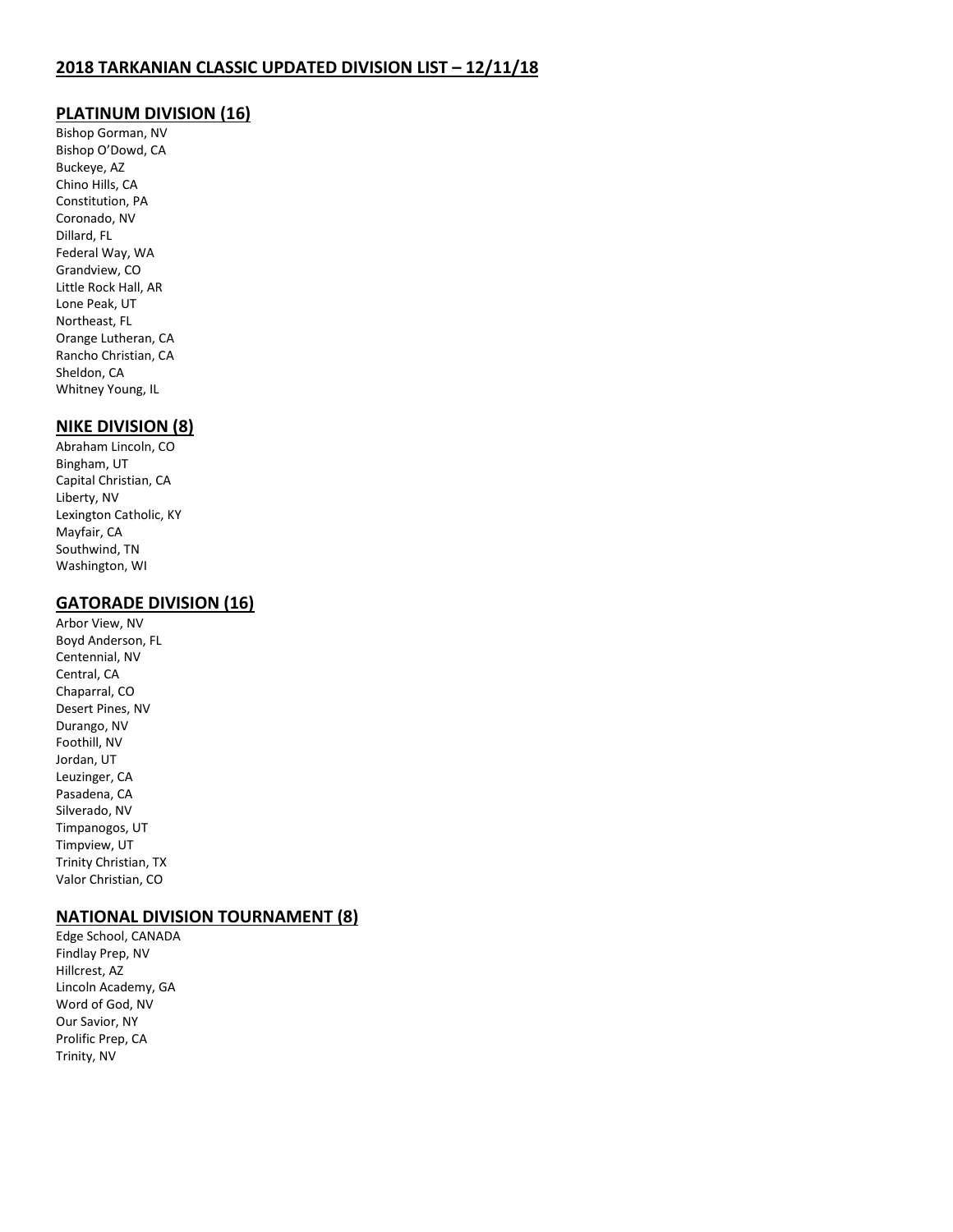## 2018 TARKANIAN CLASSIC UPDATED DIVISION LIST – 12/11/18

### PLATINUM DIVISION (16)

Bishop Gorman, NV
Bishop O'Dowd, CA
Buckeye, AZ
Chino Hills, CA
Constitution, PA
Coronado, NV
Dillard, FL
Federal Way, WA
Grandview, CO
Little Rock Hall, AR
Lone Peak, UT
Northeast, FL
Orange Lutheran, CA
Rancho Christian, CA
Sheldon, CA
Whitney Young, IL

### NIKE DIVISION (8)

Abraham Lincoln, CO
Bingham, UT
Capital Christian, CA
Liberty, NV
Lexington Catholic, KY
Mayfair, CA
Southwind, TN
Washington, WI

### GATORADE DIVISION (16)

Arbor View, NV
Boyd Anderson, FL
Centennial, NV
Central, CA
Chaparral, CO
Desert Pines, NV
Durango, NV
Foothill, NV
Jordan, UT
Leuzinger, CA
Pasadena, CA
Silverado, NV
Timpanogos, UT
Timpview, UT
Trinity Christian, TX
Valor Christian, CO

### NATIONAL DIVISION TOURNAMENT (8)

Edge School, CANADA
Findlay Prep, NV
Hillcrest, AZ
Lincoln Academy, GA
Word of God, NV
Our Savior, NY
Prolific Prep, CA
Trinity, NV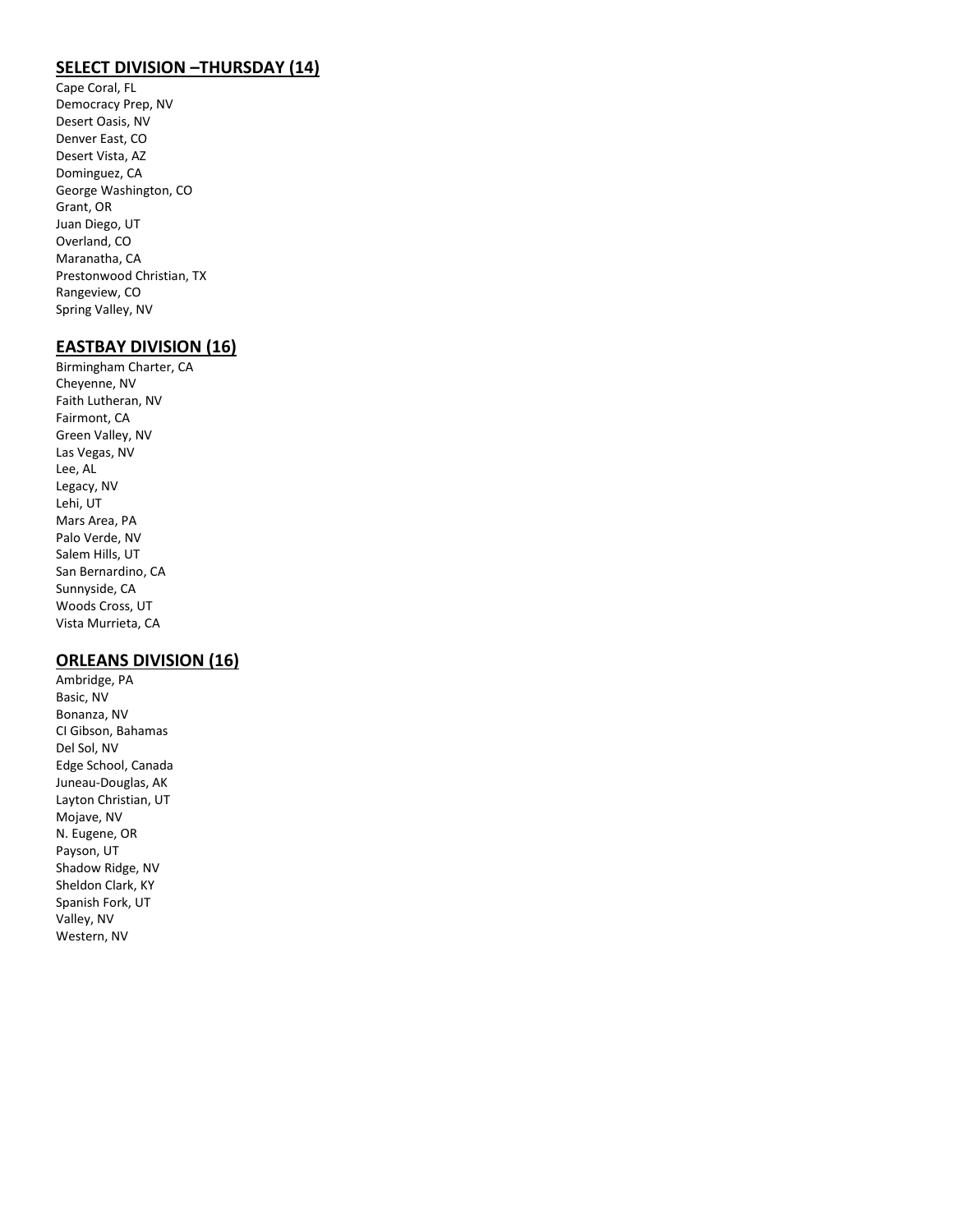## SELECT DIVISION –THURSDAY (14)

Cape Coral, FL
Democracy Prep, NV
Desert Oasis, NV
Denver East, CO
Desert Vista, AZ
Dominguez, CA
George Washington, CO
Grant, OR
Juan Diego, UT
Overland, CO
Maranatha, CA
Prestonwood Christian, TX
Rangeview, CO
Spring Valley, NV

## EASTBAY DIVISION (16)

Birmingham Charter, CA
Cheyenne, NV
Faith Lutheran, NV
Fairmont, CA
Green Valley, NV
Las Vegas, NV
Lee, AL
Legacy, NV
Lehi, UT
Mars Area, PA
Palo Verde, NV
Salem Hills, UT
San Bernardino, CA
Sunnyside, CA
Woods Cross, UT
Vista Murrieta, CA

## ORLEANS DIVISION (16)

Ambridge, PA
Basic, NV
Bonanza, NV
CI Gibson, Bahamas
Del Sol, NV
Edge School, Canada
Juneau-Douglas, AK
Layton Christian, UT
Mojave, NV
N. Eugene, OR
Payson, UT
Shadow Ridge, NV
Sheldon Clark, KY
Spanish Fork, UT
Valley, NV
Western, NV